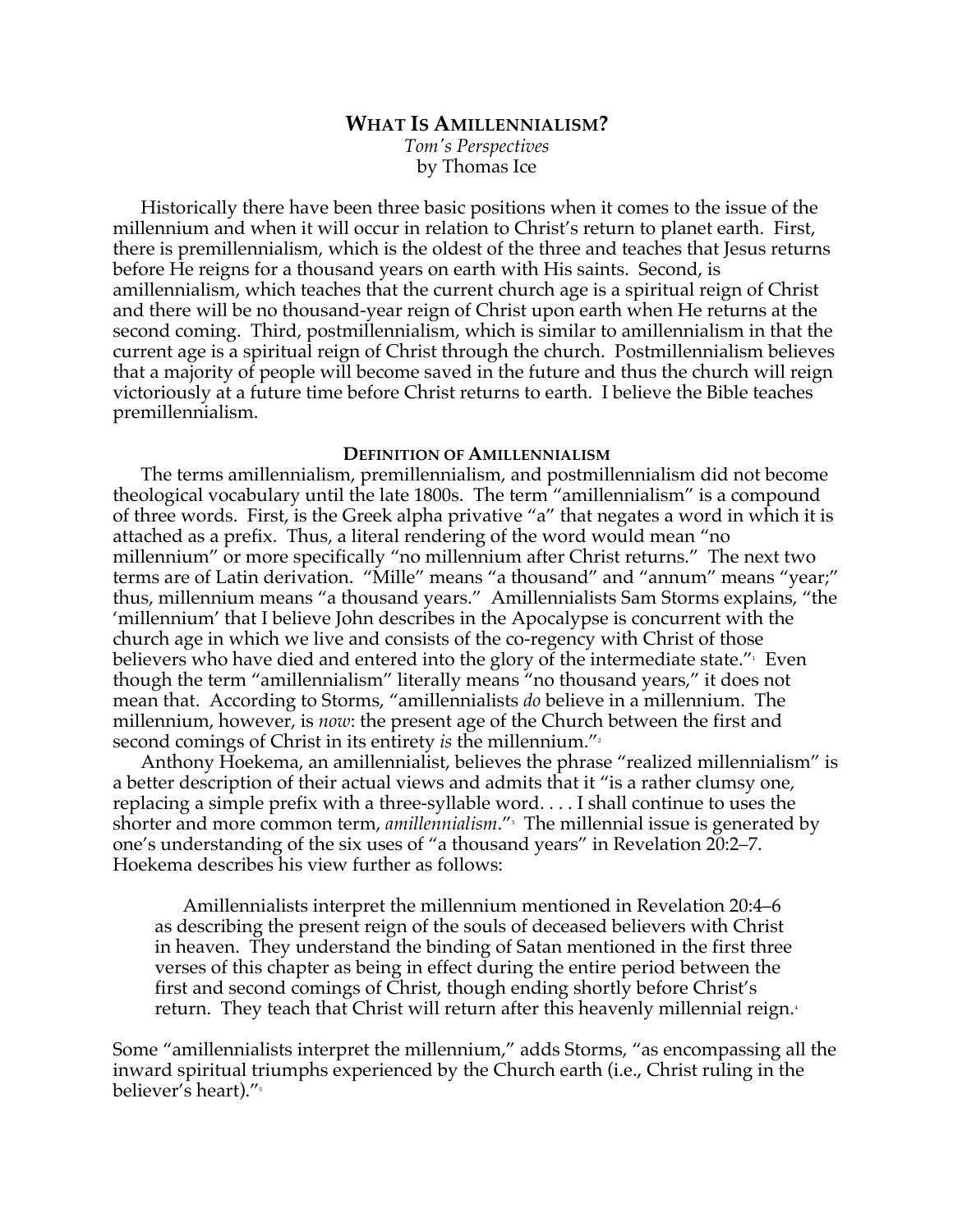# WHAT IS AMILLENNIALISM?

*Tom's Perspectives*
by Thomas Ice

Historically there have been three basic positions when it comes to the issue of the millennium and when it will occur in relation to Christ's return to planet earth. First, there is premillennialism, which is the oldest of the three and teaches that Jesus returns before He reigns for a thousand years on earth with His saints. Second, is amillennialism, which teaches that the current church age is a spiritual reign of Christ and there will be no thousand-year reign of Christ upon earth when He returns at the second coming. Third, postmillennialism, which is similar to amillennialism in that the current age is a spiritual reign of Christ through the church. Postmillennialism believes that a majority of people will become saved in the future and thus the church will reign victoriously at a future time before Christ returns to earth. I believe the Bible teaches premillennialism.

## DEFINITION OF AMILLENNIALISM

The terms amillennialism, premillennialism, and postmillennialism did not become theological vocabulary until the late 1800s. The term "amillennialism" is a compound of three words. First, is the Greek alpha privative "a" that negates a word in which it is attached as a prefix. Thus, a literal rendering of the word would mean "no millennium" or more specifically "no millennium after Christ returns." The next two terms are of Latin derivation. "Mille" means "a thousand" and "annum" means "year;" thus, millennium means "a thousand years." Amillennialists Sam Storms explains, "the 'millennium' that I believe John describes in the Apocalypse is concurrent with the church age in which we live and consists of the co-regency with Christ of those believers who have died and entered into the glory of the intermediate state."[1] Even though the term "amillennialism" literally means "no thousand years," it does not mean that. According to Storms, "amillennialists *do* believe in a millennium. The millennium, however, is *now*: the present age of the Church between the first and second comings of Christ in its entirety *is* the millennium."[2]

Anthony Hoekema, an amillennialist, believes the phrase "realized millennialism" is a better description of their actual views and admits that it "is a rather clumsy one, replacing a simple prefix with a three-syllable word. . . . I shall continue to uses the shorter and more common term, *amillennialism*."[3] The millennial issue is generated by one's understanding of the six uses of "a thousand years" in Revelation 20:2–7. Hoekema describes his view further as follows:

> Amillennialists interpret the millennium mentioned in Revelation 20:4–6 as describing the present reign of the souls of deceased believers with Christ in heaven. They understand the binding of Satan mentioned in the first three verses of this chapter as being in effect during the entire period between the first and second comings of Christ, though ending shortly before Christ's return. They teach that Christ will return after this heavenly millennial reign.[4]

Some "amillennialists interpret the millennium," adds Storms, "as encompassing all the inward spiritual triumphs experienced by the Church earth (i.e., Christ ruling in the believer's heart)."[5]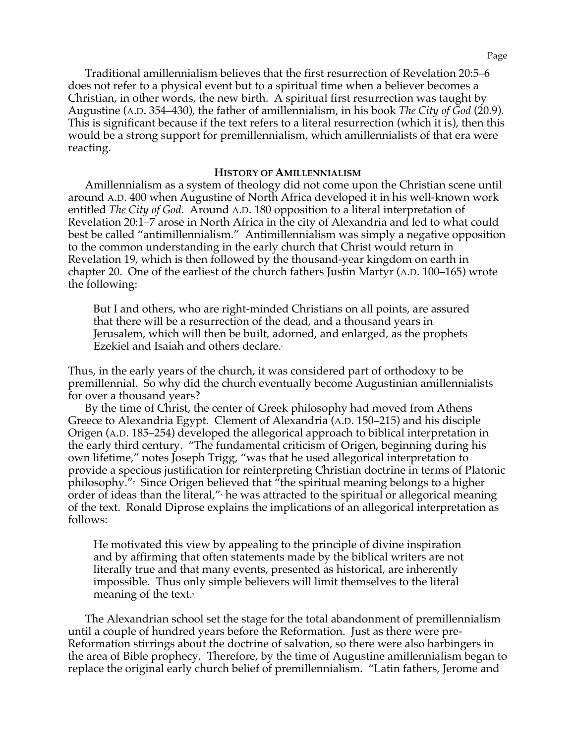Traditional amillennialism believes that the first resurrection of Revelation 20:5–6 does not refer to a physical event but to a spiritual time when a believer becomes a Christian, in other words, the new birth. A spiritual first resurrection was taught by Augustine (A.D. 354–430), the father of amillennialism, in his book *The City of God* (20.9). This is significant because if the text refers to a literal resurrection (which it is), then this would be a strong support for premillennialism, which amillennialists of that era were reacting.

## HISTORY OF AMILLENNIALISM

Amillennialism as a system of theology did not come upon the Christian scene until around A.D. 400 when Augustine of North Africa developed it in his well-known work entitled *The City of God*. Around A.D. 180 opposition to a literal interpretation of Revelation 20:1–7 arose in North Africa in the city of Alexandria and led to what could best be called "antimillennialism." Antimillennialism was simply a negative opposition to the common understanding in the early church that Christ would return in Revelation 19, which is then followed by the thousand-year kingdom on earth in chapter 20. One of the earliest of the church fathers Justin Martyr (A.D. 100–165) wrote the following:

> But I and others, who are right-minded Christians on all points, are assured that there will be a resurrection of the dead, and a thousand years in Jerusalem, which will then be built, adorned, and enlarged, as the prophets Ezekiel and Isaiah and others declare.[6]

Thus, in the early years of the church, it was considered part of orthodoxy to be premillennial. So why did the church eventually become Augustinian amillennialists for over a thousand years?

By the time of Christ, the center of Greek philosophy had moved from Athens Greece to Alexandria Egypt. Clement of Alexandria (A.D. 150–215) and his disciple Origen (A.D. 185–254) developed the allegorical approach to biblical interpretation in the early third century. "The fundamental criticism of Origen, beginning during his own lifetime," notes Joseph Trigg, "was that he used allegorical interpretation to provide a specious justification for reinterpreting Christian doctrine in terms of Platonic philosophy."[7] Since Origen believed that "the spiritual meaning belongs to a higher order of ideas than the literal,"[8] he was attracted to the spiritual or allegorical meaning of the text. Ronald Diprose explains the implications of an allegorical interpretation as follows:

> He motivated this view by appealing to the principle of divine inspiration and by affirming that often statements made by the biblical writers are not literally true and that many events, presented as historical, are inherently impossible. Thus only simple believers will limit themselves to the literal meaning of the text.[9]

The Alexandrian school set the stage for the total abandonment of premillennialism until a couple of hundred years before the Reformation. Just as there were pre-Reformation stirrings about the doctrine of salvation, so there were also harbingers in the area of Bible prophecy. Therefore, by the time of Augustine amillennialism began to replace the original early church belief of premillennialism. "Latin fathers, Jerome and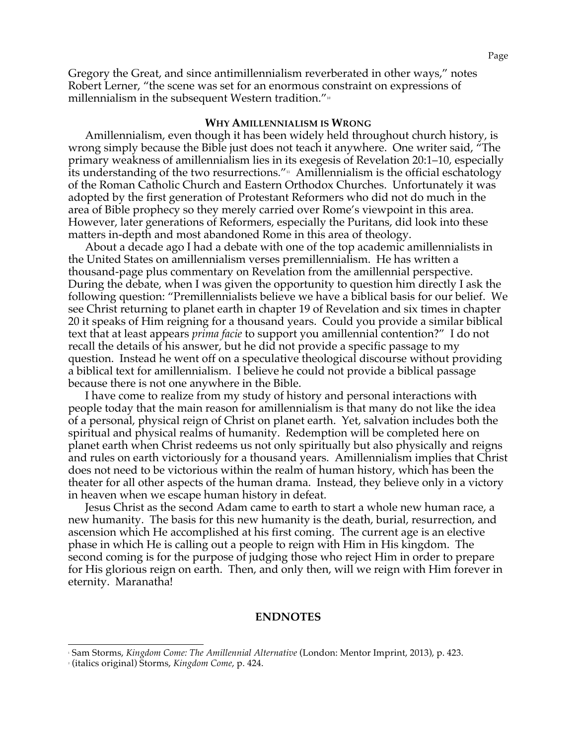Gregory the Great, and since antimillennialism reverberated in other ways," notes Robert Lerner, "the scene was set for an enormous constraint on expressions of millennialism in the subsequent Western tradition."[10]

## Why Amillennialism is Wrong

Amillennialism, even though it has been widely held throughout church history, is wrong simply because the Bible just does not teach it anywhere. One writer said, "The primary weakness of amillennialism lies in its exegesis of Revelation 20:1–10, especially its understanding of the two resurrections."[11] Amillennialism is the official eschatology of the Roman Catholic Church and Eastern Orthodox Churches. Unfortunately it was adopted by the first generation of Protestant Reformers who did not do much in the area of Bible prophecy so they merely carried over Rome's viewpoint in this area. However, later generations of Reformers, especially the Puritans, did look into these matters in-depth and most abandoned Rome in this area of theology.

About a decade ago I had a debate with one of the top academic amillennialists in the United States on amillennialism verses premillennialism. He has written a thousand-page plus commentary on Revelation from the amillennial perspective. During the debate, when I was given the opportunity to question him directly I ask the following question: "Premillennialists believe we have a biblical basis for our belief. We see Christ returning to planet earth in chapter 19 of Revelation and six times in chapter 20 it speaks of Him reigning for a thousand years. Could you provide a similar biblical text that at least appears *prima facie* to support you amillennial contention?" I do not recall the details of his answer, but he did not provide a specific passage to my question. Instead he went off on a speculative theological discourse without providing a biblical text for amillennialism. I believe he could not provide a biblical passage because there is not one anywhere in the Bible.

I have come to realize from my study of history and personal interactions with people today that the main reason for amillennialism is that many do not like the idea of a personal, physical reign of Christ on planet earth. Yet, salvation includes both the spiritual and physical realms of humanity. Redemption will be completed here on planet earth when Christ redeems us not only spiritually but also physically and reigns and rules on earth victoriously for a thousand years. Amillennialism implies that Christ does not need to be victorious within the realm of human history, which has been the theater for all other aspects of the human drama. Instead, they believe only in a victory in heaven when we escape human history in defeat.

Jesus Christ as the second Adam came to earth to start a whole new human race, a new humanity. The basis for this new humanity is the death, burial, resurrection, and ascension which He accomplished at his first coming. The current age is an elective phase in which He is calling out a people to reign with Him in His kingdom. The second coming is for the purpose of judging those who reject Him in order to prepare for His glorious reign on earth. Then, and only then, will we reign with Him forever in eternity. Maranatha!

## ENDNOTES

[1] Sam Storms, *Kingdom Come: The Amillennial Alternative* (London: Mentor Imprint, 2013), p. 423.

[2] (italics original) Storms, *Kingdom Come*, p. 424.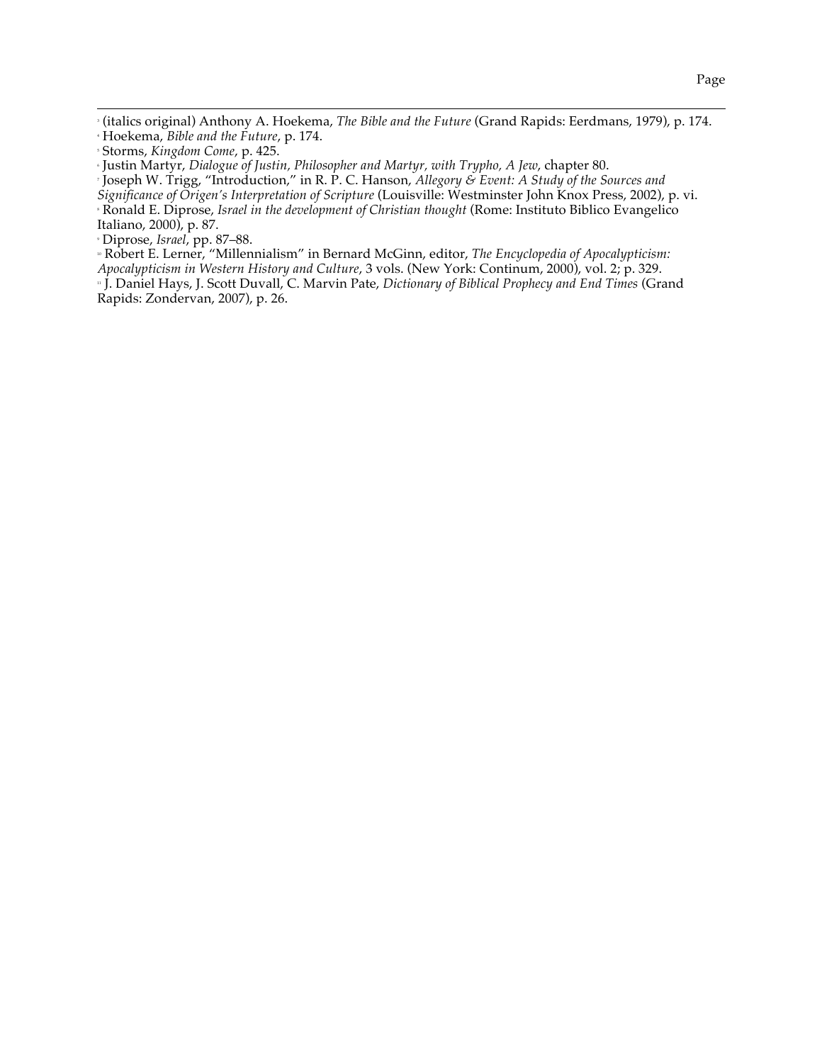[3] (italics original) Anthony A. Hoekema, *The Bible and the Future* (Grand Rapids: Eerdmans, 1979), p. 174.

[4] Hoekema, *Bible and the Future*, p. 174.

[5] Storms, *Kingdom Come*, p. 425.

[6] Justin Martyr, *Dialogue of Justin, Philosopher and Martyr, with Trypho, A Jew*, chapter 80.

[7] Joseph W. Trigg, "Introduction," in R. P. C. Hanson, *Allegory & Event: A Study of the Sources and Significance of Origen's Interpretation of Scripture* (Louisville: Westminster John Knox Press, 2002), p. vi.

[8] Ronald E. Diprose, *Israel in the development of Christian thought* (Rome: Instituto Biblico Evangelico Italiano, 2000), p. 87.

[9] Diprose, *Israel*, pp. 87–88.

[10] Robert E. Lerner, "Millennialism" in Bernard McGinn, editor, *The Encyclopedia of Apocalypticism: Apocalypticism in Western History and Culture*, 3 vols. (New York: Continum, 2000), vol. 2; p. 329.

[11] J. Daniel Hays, J. Scott Duvall, C. Marvin Pate, *Dictionary of Biblical Prophecy and End Times* (Grand Rapids: Zondervan, 2007), p. 26.